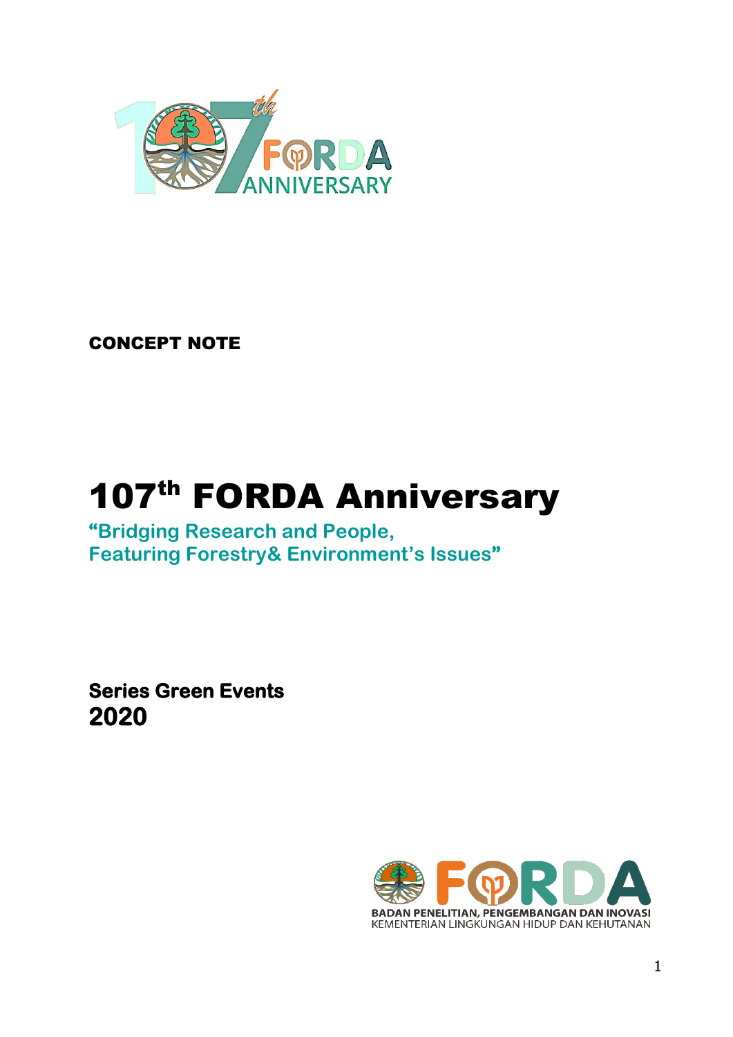**CONCEPT NOTE**

# 107th FORDA Anniversary

**"Bridging Research and People, Featuring Forestry& Environment's Issues"**

**Series Green Events**
**2020**

BADAN PENELITIAN, PENGEMBANGAN DAN INOVASI
KEMENTERIAN LINGKUNGAN HIDUP DAN KEHUTANAN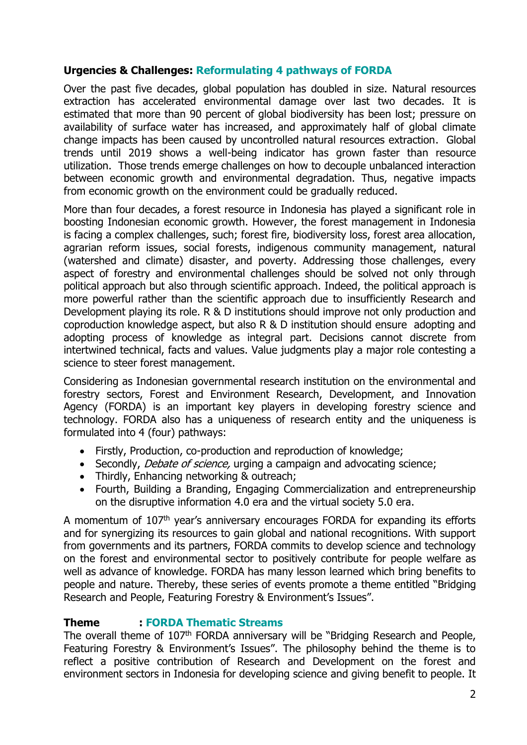**Urgencies & Challenges: Reformulating 4 pathways of FORDA**

Over the past five decades, global population has doubled in size. Natural resources extraction has accelerated environmental damage over last two decades. It is estimated that more than 90 percent of global biodiversity has been lost; pressure on availability of surface water has increased, and approximately half of global climate change impacts has been caused by uncontrolled natural resources extraction. Global trends until 2019 shows a well-being indicator has grown faster than resource utilization. Those trends emerge challenges on how to decouple unbalanced interaction between economic growth and environmental degradation. Thus, negative impacts from economic growth on the environment could be gradually reduced.

More than four decades, a forest resource in Indonesia has played a significant role in boosting Indonesian economic growth. However, the forest management in Indonesia is facing a complex challenges, such; forest fire, biodiversity loss, forest area allocation, agrarian reform issues, social forests, indigenous community management, natural (watershed and climate) disaster, and poverty. Addressing those challenges, every aspect of forestry and environmental challenges should be solved not only through political approach but also through scientific approach. Indeed, the political approach is more powerful rather than the scientific approach due to insufficiently Research and Development playing its role. R & D institutions should improve not only production and coproduction knowledge aspect, but also R & D institution should ensure adopting and adopting process of knowledge as integral part. Decisions cannot discrete from intertwined technical, facts and values. Value judgments play a major role contesting a science to steer forest management.

Considering as Indonesian governmental research institution on the environmental and forestry sectors, Forest and Environment Research, Development, and Innovation Agency (FORDA) is an important key players in developing forestry science and technology. FORDA also has a uniqueness of research entity and the uniqueness is formulated into 4 (four) pathways:

- Firstly, Production, co-production and reproduction of knowledge;
- Secondly, *Debate of science,* urging a campaign and advocating science;
- Thirdly, Enhancing networking & outreach;
- Fourth, Building a Branding, Engaging Commercialization and entrepreneurship on the disruptive information 4.0 era and the virtual society 5.0 era.

A momentum of 107th year's anniversary encourages FORDA for expanding its efforts and for synergizing its resources to gain global and national recognitions. With support from governments and its partners, FORDA commits to develop science and technology on the forest and environmental sector to positively contribute for people welfare as well as advance of knowledge. FORDA has many lesson learned which bring benefits to people and nature. Thereby, these series of events promote a theme entitled "Bridging Research and People, Featuring Forestry & Environment's Issues".

**Theme : FORDA Thematic Streams**

The overall theme of 107th FORDA anniversary will be "Bridging Research and People, Featuring Forestry & Environment's Issues". The philosophy behind the theme is to reflect a positive contribution of Research and Development on the forest and environment sectors in Indonesia for developing science and giving benefit to people. It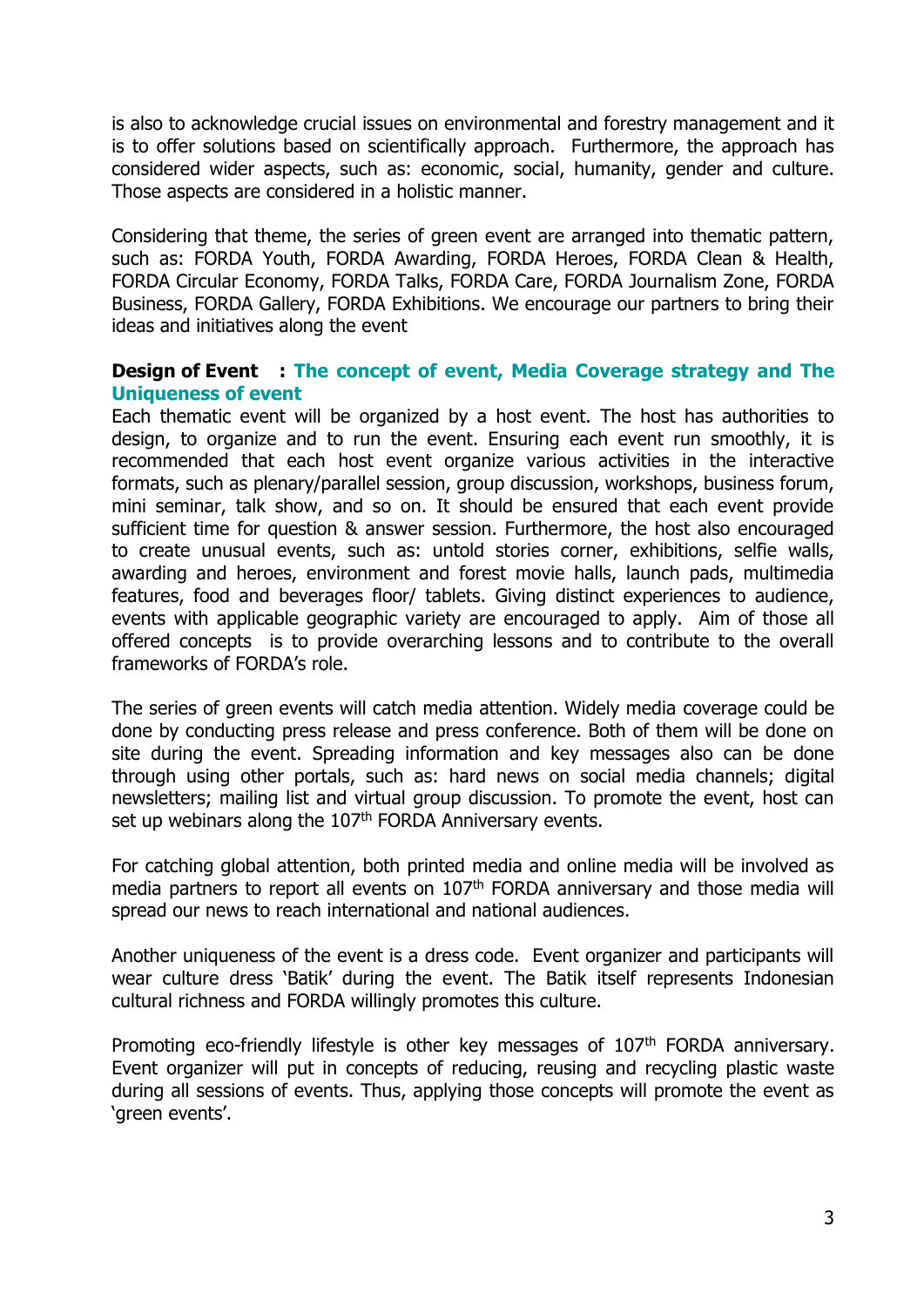is also to acknowledge crucial issues on environmental and forestry management and it is to offer solutions based on scientifically approach. Furthermore, the approach has considered wider aspects, such as: economic, social, humanity, gender and culture. Those aspects are considered in a holistic manner.

Considering that theme, the series of green event are arranged into thematic pattern, such as: FORDA Youth, FORDA Awarding, FORDA Heroes, FORDA Clean & Health, FORDA Circular Economy, FORDA Talks, FORDA Care, FORDA Journalism Zone, FORDA Business, FORDA Gallery, FORDA Exhibitions. We encourage our partners to bring their ideas and initiatives along the event

**Design of Event : The concept of event, Media Coverage strategy and The Uniqueness of event**

Each thematic event will be organized by a host event. The host has authorities to design, to organize and to run the event. Ensuring each event run smoothly, it is recommended that each host event organize various activities in the interactive formats, such as plenary/parallel session, group discussion, workshops, business forum, mini seminar, talk show, and so on. It should be ensured that each event provide sufficient time for question & answer session. Furthermore, the host also encouraged to create unusual events, such as: untold stories corner, exhibitions, selfie walls, awarding and heroes, environment and forest movie halls, launch pads, multimedia features, food and beverages floor/ tablets. Giving distinct experiences to audience, events with applicable geographic variety are encouraged to apply. Aim of those all offered concepts is to provide overarching lessons and to contribute to the overall frameworks of FORDA's role.

The series of green events will catch media attention. Widely media coverage could be done by conducting press release and press conference. Both of them will be done on site during the event. Spreading information and key messages also can be done through using other portals, such as: hard news on social media channels; digital newsletters; mailing list and virtual group discussion. To promote the event, host can set up webinars along the 107th FORDA Anniversary events.

For catching global attention, both printed media and online media will be involved as media partners to report all events on 107th FORDA anniversary and those media will spread our news to reach international and national audiences.

Another uniqueness of the event is a dress code. Event organizer and participants will wear culture dress 'Batik' during the event. The Batik itself represents Indonesian cultural richness and FORDA willingly promotes this culture.

Promoting eco-friendly lifestyle is other key messages of 107th FORDA anniversary. Event organizer will put in concepts of reducing, reusing and recycling plastic waste during all sessions of events. Thus, applying those concepts will promote the event as 'green events'.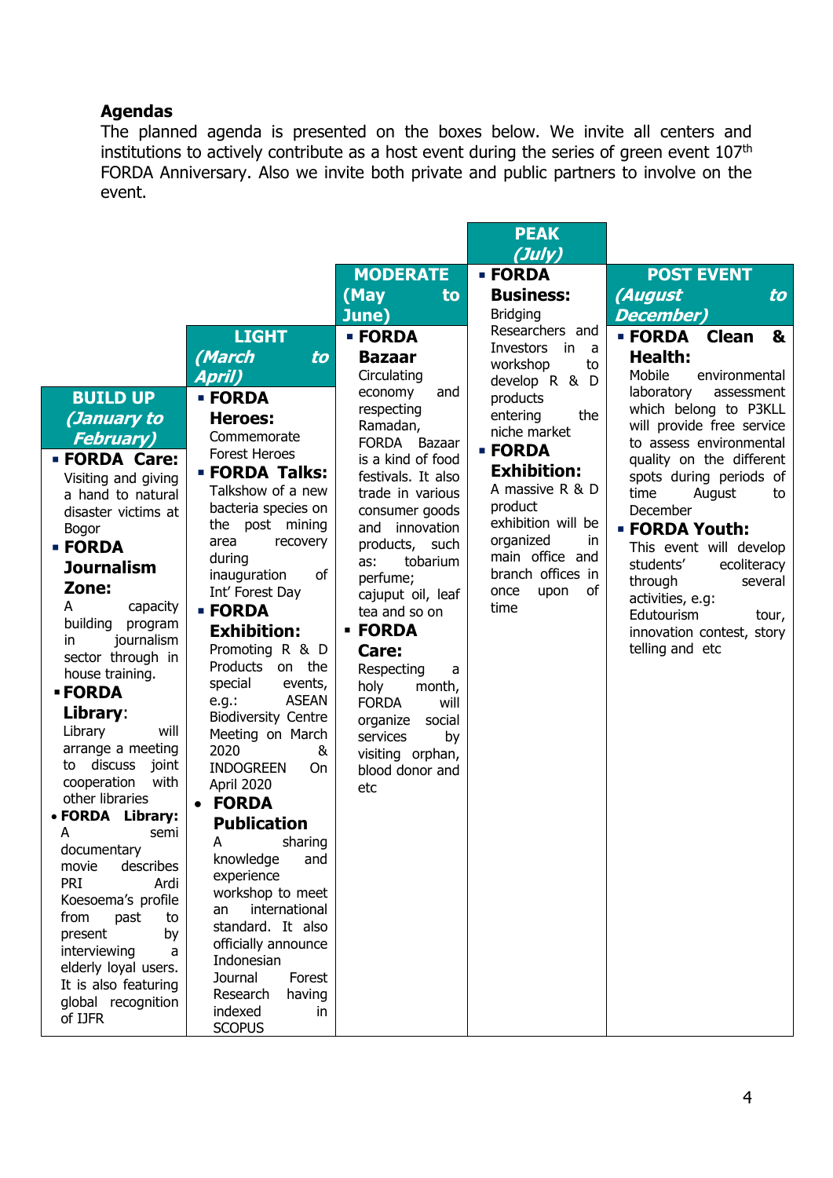**Agendas**

The planned agenda is presented on the boxes below. We invite all centers and institutions to actively contribute as a host event during the series of green event 107th FORDA Anniversary. Also we invite both private and public partners to involve on the event.

| BUILD UP (January to February) | LIGHT (March to April) | MODERATE (May to June) | PEAK (July) | POST EVENT (August to December) |
|---|---|---|---|---|
| ▪ **FORDA Care:** Visiting and giving a hand to natural disaster victims at Bogor<br>▪ **FORDA Journalism Zone:** A capacity building program in journalism sector through in house training.<br>▪ **FORDA Library**: Library will arrange a meeting to discuss joint cooperation with other libraries<br>• **FORDA Library:** A semi documentary movie describes PRI Ardi Koesoema's profile from past to present by interviewing a elderly loyal users. It is also featuring global recognition of IJFR | ▪ **FORDA Heroes:** Commemorate Forest Heroes<br>▪ **FORDA Talks:** Talkshow of a new bacteria species on the post mining area recovery during inauguration of Int' Forest Day<br>▪ **FORDA Exhibition:** Promoting R & D Products on the special events, e.g.: ASEAN Biodiversity Centre Meeting on March 2020 & INDOGREEN On April 2020<br>• **FORDA Publication** A sharing knowledge and experience workshop to meet an international standard. It also officially announce Indonesian Journal Forest Research having indexed in SCOPUS | ▪ **FORDA Bazaar** Circulating economy and respecting Ramadan, FORDA Bazaar is a kind of food festivals. It also trade in various consumer goods and innovation products, such as: tobarium perfume; cajuput oil, leaf tea and so on<br>▪ **FORDA Care:** Respecting a holy month, FORDA will organize social services by visiting orphan, blood donor and etc | ▪ **FORDA Business:** Bridging Researchers and Investors in a workshop to develop R & D products entering the niche market<br>▪ **FORDA Exhibition:** A massive R & D product exhibition will be organized in main office and branch offices in once upon of time | ▪ **FORDA Clean & Health:** Mobile environmental laboratory assessment which belong to P3KLL will provide free service to assess environmental quality on the different spots during periods of time August to December<br>▪ **FORDA Youth:** This event will develop students' ecoliteracy through several activities, e.g: Edutourism tour, innovation contest, story telling and etc |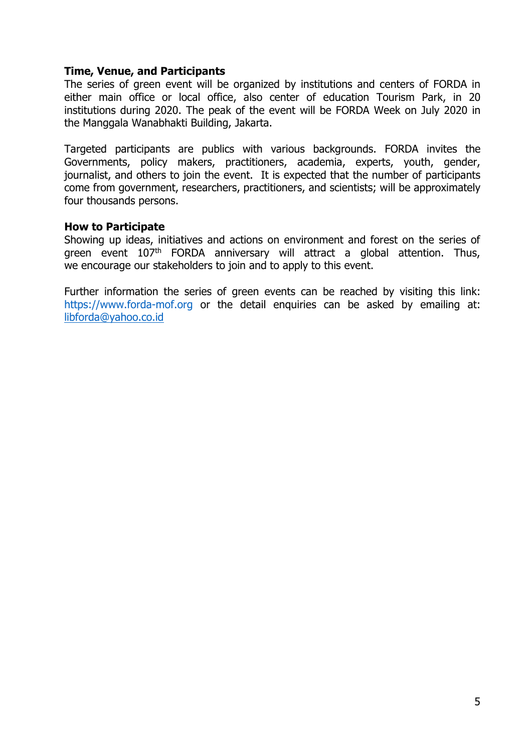**Time, Venue, and Participants**

The series of green event will be organized by institutions and centers of FORDA in either main office or local office, also center of education Tourism Park, in 20 institutions during 2020. The peak of the event will be FORDA Week on July 2020 in the Manggala Wanabhakti Building, Jakarta.

Targeted participants are publics with various backgrounds. FORDA invites the Governments, policy makers, practitioners, academia, experts, youth, gender, journalist, and others to join the event. It is expected that the number of participants come from government, researchers, practitioners, and scientists; will be approximately four thousands persons.

**How to Participate**

Showing up ideas, initiatives and actions on environment and forest on the series of green event 107th FORDA anniversary will attract a global attention. Thus, we encourage our stakeholders to join and to apply to this event.

Further information the series of green events can be reached by visiting this link: https://www.forda-mof.org or the detail enquiries can be asked by emailing at: libforda@yahoo.co.id